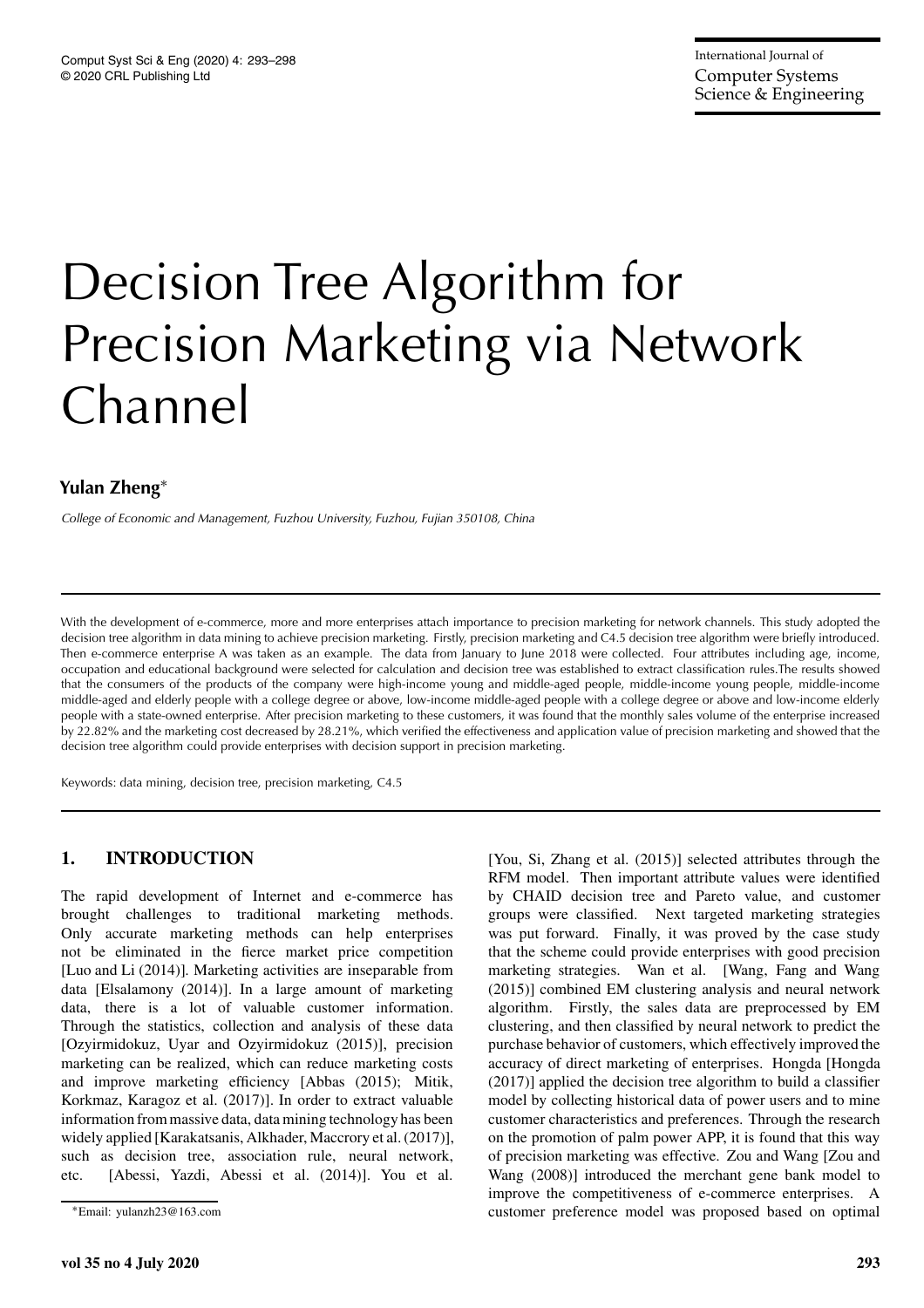# Decision Tree Algorithm for Precision Marketing via Network Channel

**Yulan Zheng***

*College of Economic and Management, Fuzhou University, Fuzhou, Fujian 350108, China*

With the development of e-commerce, more and more enterprises attach importance to precision marketing for network channels. This study adopted the decision tree algorithm in data mining to achieve precision marketing. Firstly, precision marketing and C4.5 decision tree algorithm were briefly introduced. Then e-commerce enterprise A was taken as an example. The data from January to June 2018 were collected. Four attributes including age, income, occupation and educational background were selected for calculation and decision tree was established to extract classification rules.The results showed that the consumers of the products of the company were high-income young and middle-aged people, middle-income young people, middle-income middle-aged and elderly people with a college degree or above, low-income middle-aged people with a college degree or above and low-income elderly people with a state-owned enterprise. After precision marketing to these customers, it was found that the monthly sales volume of the enterprise increased by 22.82% and the marketing cost decreased by 28.21%, which verified the effectiveness and application value of precision marketing and showed that the decision tree algorithm could provide enterprises with decision support in precision marketing.

Keywords: data mining, decision tree, precision marketing, C4.5

## 1. INTRODUCTION

The rapid development of Internet and e-commerce has brought challenges to traditional marketing methods. Only accurate marketing methods can help enterprises not be eliminated in the fierce market price competition [Luo and Li (2014)]. Marketing activities are inseparable from data [Elsalamony (2014)]. In a large amount of marketing data, there is a lot of valuable customer information. Through the statistics, collection and analysis of these data [Ozyirmidokuz, Uyar and Ozyirmidokuz (2015)], precision marketing can be realized, which can reduce marketing costs and improve marketing efficiency [Abbas (2015); Mitik, Korkmaz, Karagoz et al. (2017)]. In order to extract valuable information from massive data, data mining technology has been widely applied [Karakatsanis, Alkhader, Maccrory et al. (2017)], such as decision tree, association rule, neural network, etc. [Abessi, Yazdi, Abessi et al. (2014)]. You et al. [You, Si, Zhang et al. (2015)] selected attributes through the RFM model. Then important attribute values were identified by CHAID decision tree and Pareto value, and customer groups were classified. Next targeted marketing strategies was put forward. Finally, it was proved by the case study that the scheme could provide enterprises with good precision marketing strategies. Wan et al. [Wang, Fang and Wang (2015)] combined EM clustering analysis and neural network algorithm. Firstly, the sales data are preprocessed by EM clustering, and then classified by neural network to predict the purchase behavior of customers, which effectively improved the accuracy of direct marketing of enterprises. Hongda [Hongda (2017)] applied the decision tree algorithm to build a classifier model by collecting historical data of power users and to mine customer characteristics and preferences. Through the research on the promotion of palm power APP, it is found that this way of precision marketing was effective. Zou and Wang [Zou and Wang (2008)] introduced the merchant gene bank model to improve the competitiveness of e-commerce enterprises. A customer preference model was proposed based on optimal

*Email: yulanzh23@163.com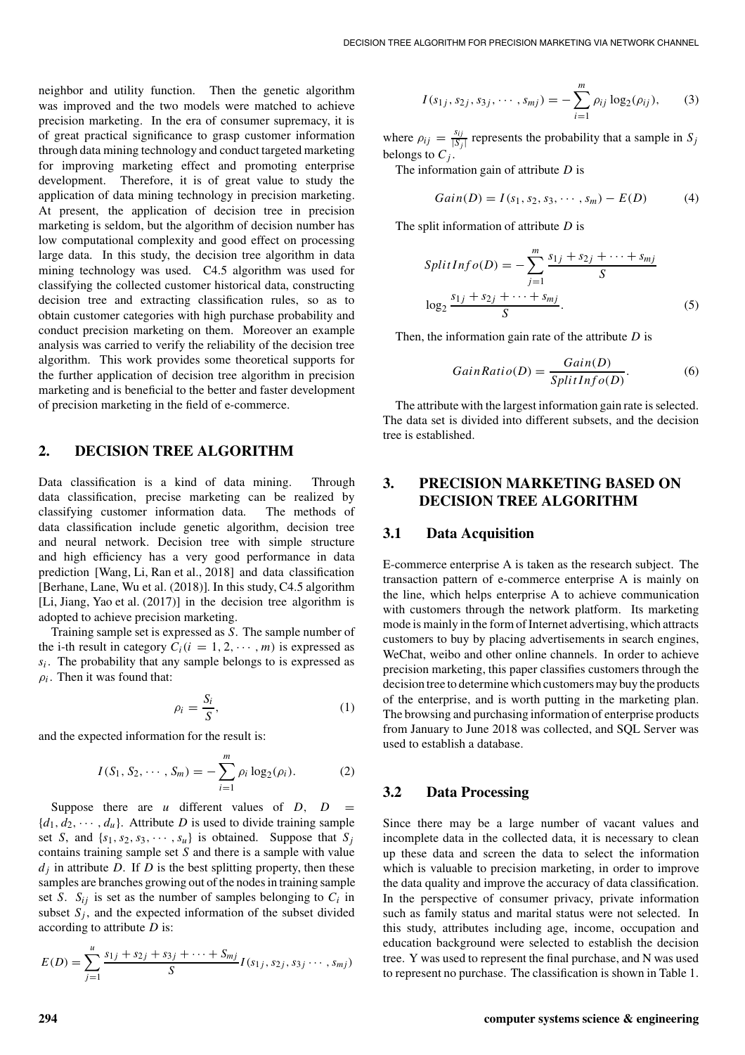neighbor and utility function. Then the genetic algorithm was improved and the two models were matched to achieve precision marketing. In the era of consumer supremacy, it is of great practical significance to grasp customer information through data mining technology and conduct targeted marketing for improving marketing effect and promoting enterprise development. Therefore, it is of great value to study the application of data mining technology in precision marketing. At present, the application of decision tree in precision marketing is seldom, but the algorithm of decision number has low computational complexity and good effect on processing large data. In this study, the decision tree algorithm in data mining technology was used. C4.5 algorithm was used for classifying the collected customer historical data, constructing decision tree and extracting classification rules, so as to obtain customer categories with high purchase probability and conduct precision marketing on them. Moreover an example analysis was carried to verify the reliability of the decision tree algorithm. This work provides some theoretical supports for the further application of decision tree algorithm in precision marketing and is beneficial to the better and faster development of precision marketing in the field of e-commerce.

## 2. DECISION TREE ALGORITHM

Data classification is a kind of data mining. Through data classification, precise marketing can be realized by classifying customer information data. The methods of data classification include genetic algorithm, decision tree and neural network. Decision tree with simple structure and high efficiency has a very good performance in data prediction [Wang, Li, Ran et al., 2018] and data classification [Berhane, Lane, Wu et al. (2018)]. In this study, C4.5 algorithm [Li, Jiang, Yao et al. (2017)] in the decision tree algorithm is adopted to achieve precision marketing.

Training sample set is expressed as $S$. The sample number of the i-th result in category $C_i (i = 1, 2, \cdots, m)$ is expressed as $s_i$. The probability that any sample belongs to is expressed as $\rho_i$. Then it was found that:

$$\rho_i = \frac{S_i}{S}, \tag{1}$$

and the expected information for the result is:

$$I(S_1, S_2, \cdots, S_m) = -\sum_{i=1}^{m} \rho_i \log_2(\rho_i). \tag{2}$$

Suppose there are $u$ different values of $D$, $D = \{d_1, d_2, \cdots, d_u\}$. Attribute $D$ is used to divide training sample set $S$, and $\{s_1, s_2, s_3, \cdots, s_u\}$ is obtained. Suppose that $S_j$ contains training sample set $S$ and there is a sample with value $d_j$ in attribute $D$. If $D$ is the best splitting property, then these samples are branches growing out of the nodes in training sample set $S$. $S_{ij}$ is set as the number of samples belonging to $C_i$ in subset $S_j$, and the expected information of the subset divided according to attribute $D$ is:

$$E(D) = \sum_{j=1}^{u} \frac{s_{1j} + s_{2j} + s_{3j} + \cdots + S_{mj}}{S} I(s_{1j}, s_{2j}, s_{3j} \cdots, s_{mj})$$

$$I(s_{1j}, s_{2j}, s_{3j}, \cdots, s_{mj}) = -\sum_{i=1}^{m} \rho_{ij} \log_2(\rho_{ij}), \tag{3}$$

where $\rho_{ij} = \frac{s_{ij}}{|S_j|}$ represents the probability that a sample in $S_j$ belongs to $C_j$.

The information gain of attribute $D$ is

$$Gain(D) = I(s_1, s_2, s_3, \cdots, s_m) - E(D) \tag{4}$$

The split information of attribute $D$ is

$$SplitInfo(D) = -\sum_{j=1}^{m} \frac{s_{1j} + s_{2j} + \cdots + s_{mj}}{S} \log_2 \frac{s_{1j} + s_{2j} + \cdots + s_{mj}}{S}. \tag{5}$$

Then, the information gain rate of the attribute $D$ is

$$GainRatio(D) = \frac{Gain(D)}{SplitInfo(D)}. \tag{6}$$

The attribute with the largest information gain rate is selected. The data set is divided into different subsets, and the decision tree is established.

## 3. PRECISION MARKETING BASED ON DECISION TREE ALGORITHM

### 3.1 Data Acquisition

E-commerce enterprise A is taken as the research subject. The transaction pattern of e-commerce enterprise A is mainly on the line, which helps enterprise A to achieve communication with customers through the network platform. Its marketing mode is mainly in the form of Internet advertising, which attracts customers to buy by placing advertisements in search engines, WeChat, weibo and other online channels. In order to achieve precision marketing, this paper classifies customers through the decision tree to determine which customers may buy the products of the enterprise, and is worth putting in the marketing plan. The browsing and purchasing information of enterprise products from January to June 2018 was collected, and SQL Server was used to establish a database.

### 3.2 Data Processing

Since there may be a large number of vacant values and incomplete data in the collected data, it is necessary to clean up these data and screen the data to select the information which is valuable to precision marketing, in order to improve the data quality and improve the accuracy of data classification. In the perspective of consumer privacy, private information such as family status and marital status were not selected. In this study, attributes including age, income, occupation and education background were selected to establish the decision tree. Y was used to represent the final purchase, and N was used to represent no purchase. The classification is shown in Table 1.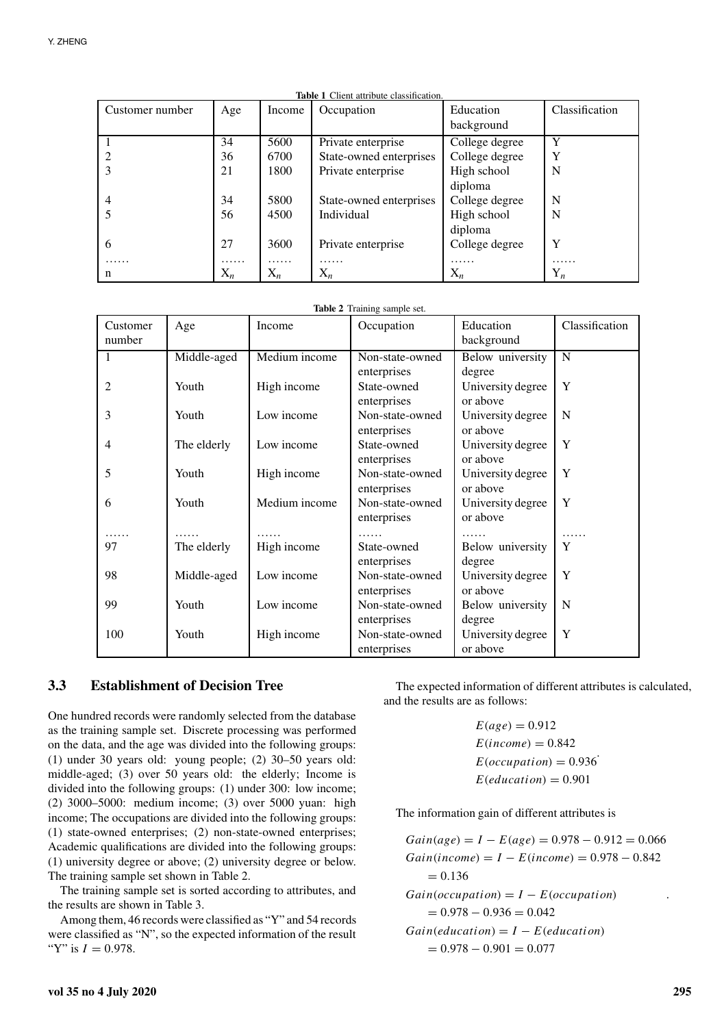**Table 1** Client attribute classification.

| Customer number | Age | Income | Occupation | Education background | Classification |
|---|---|---|---|---|---|
| 1 | 34 | 5600 | Private enterprise | College degree | Y |
| 2 | 36 | 6700 | State-owned enterprises | College degree | Y |
| 3 | 21 | 1800 | Private enterprise | High school diploma | N |
| 4 | 34 | 5800 | State-owned enterprises | College degree | N |
| 5 | 56 | 4500 | Individual | High school diploma | N |
| 6 | 27 | 3600 | Private enterprise | College degree | Y |
| …… | …… | …… | …… | …… | …… |
| n | $X_n$ | $X_n$ | $X_n$ | $X_n$ | $Y_n$ |

**Table 2** Training sample set.

| Customer number | Age | Income | Occupation | Education background | Classification |
|---|---|---|---|---|---|
| 1 | Middle-aged | Medium income | Non-state-owned enterprises | Below university degree | N |
| 2 | Youth | High income | State-owned enterprises | University degree or above | Y |
| 3 | Youth | Low income | Non-state-owned enterprises | University degree or above | N |
| 4 | The elderly | Low income | State-owned enterprises | University degree or above | Y |
| 5 | Youth | High income | Non-state-owned enterprises | University degree or above | Y |
| 6 | Youth | Medium income | Non-state-owned enterprises | University degree or above | Y |
| …… | …… | …… | …… | …… | …… |
| 97 | The elderly | High income | State-owned enterprises | Below university degree | Y |
| 98 | Middle-aged | Low income | Non-state-owned enterprises | University degree or above | Y |
| 99 | Youth | Low income | Non-state-owned enterprises | Below university degree | N |
| 100 | Youth | High income | Non-state-owned enterprises | University degree or above | Y |

### 3.3 Establishment of Decision Tree

One hundred records were randomly selected from the database as the training sample set. Discrete processing was performed on the data, and the age was divided into the following groups: (1) under 30 years old: young people; (2) 30–50 years old: middle-aged; (3) over 50 years old: the elderly; Income is divided into the following groups: (1) under 300: low income; (2) 3000–5000: medium income; (3) over 5000 yuan: high income; The occupations are divided into the following groups: (1) state-owned enterprises; (2) non-state-owned enterprises; Academic qualifications are divided into the following groups: (1) university degree or above; (2) university degree or below. The training sample set shown in Table 2.

The training sample set is sorted according to attributes, and the results are shown in Table 3.

Among them, 46 records were classified as "Y" and 54 records were classified as "N", so the expected information of the result "Y" is $I = 0.978$.

The expected information of different attributes is calculated, and the results are as follows:

$$E(age) = 0.912$$
$$E(income) = 0.842$$
$$E(occupation) = 0.936$$
$$E(education) = 0.901$$

The information gain of different attributes is

$$Gain(age) = I - E(age) = 0.978 - 0.912 = 0.066$$
$$Gain(income) = I - E(income) = 0.978 - 0.842 = 0.136$$
$$Gain(occupation) = I - E(occupation) = 0.978 - 0.936 = 0.042$$
$$Gain(education) = I - E(education) = 0.978 - 0.901 = 0.077$$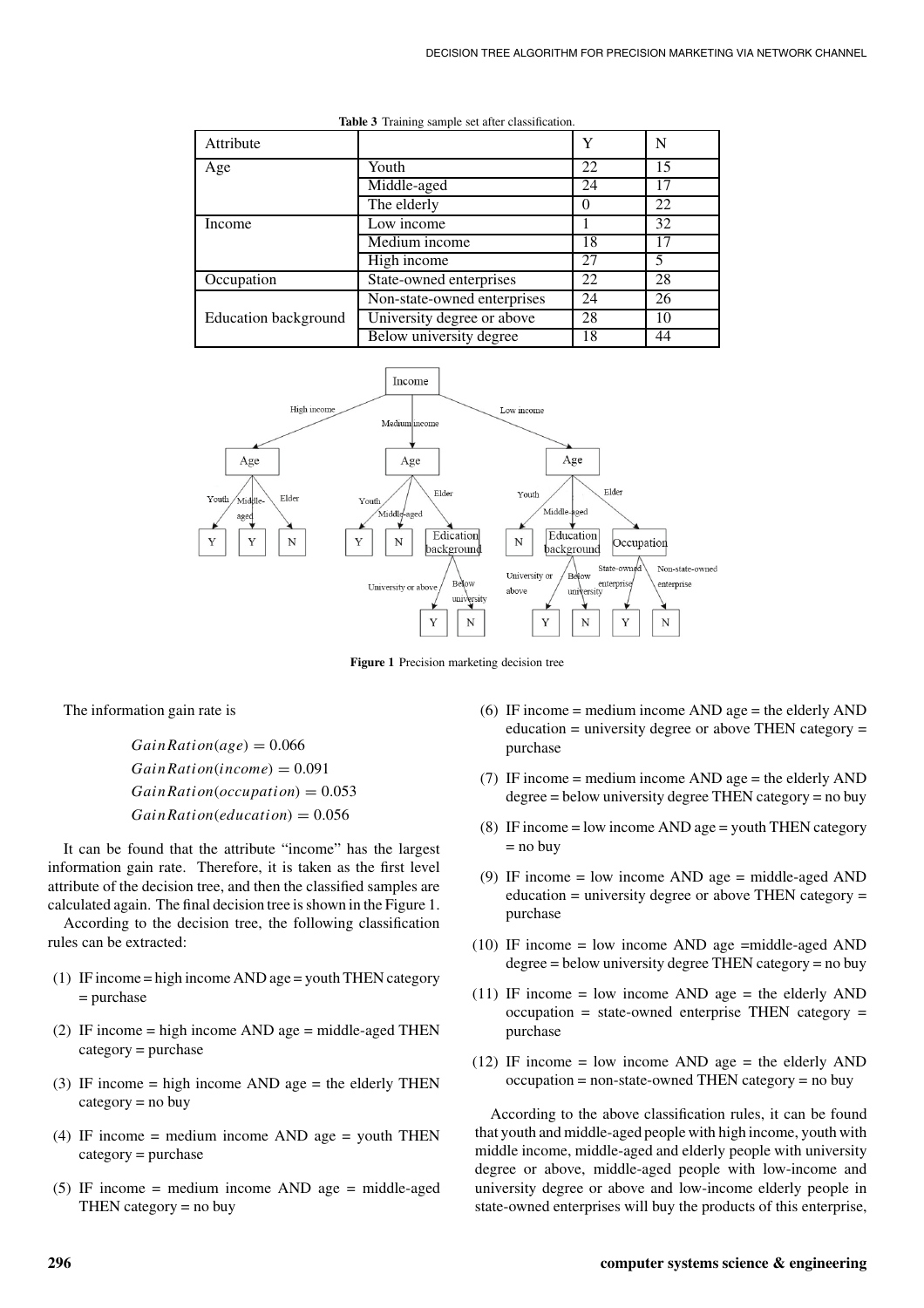Table 3 Training sample set after classification.

| Attribute | | Y | N |
|---|---|---|---|
| Age | Youth | 22 | 15 |
| | Middle-aged | 24 | 17 |
| | The elderly | 0 | 22 |
| Income | Low income | 1 | 32 |
| | Medium income | 18 | 17 |
| | High income | 27 | 5 |
| Occupation | State-owned enterprises | 22 | 28 |
| | Non-state-owned enterprises | 24 | 26 |
| Education background | University degree or above | 28 | 10 |
| | Below university degree | 18 | 44 |

Figure 1 Precision marketing decision tree

The information gain rate is

$$GainRation(age) = 0.066$$
$$GainRation(income) = 0.091$$
$$GainRation(occupation) = 0.053$$
$$GainRation(education) = 0.056$$

It can be found that the attribute "income" has the largest information gain rate. Therefore, it is taken as the first level attribute of the decision tree, and then the classified samples are calculated again. The final decision tree is shown in the Figure 1.

According to the decision tree, the following classification rules can be extracted:

(1) IF income = high income AND age = youth THEN category = purchase

(2) IF income = high income AND age = middle-aged THEN category = purchase

(3) IF income = high income AND age = the elderly THEN category = no buy

(4) IF income = medium income AND age = youth THEN category = purchase

(5) IF income = medium income AND age = middle-aged THEN category = no buy

(6) IF income = medium income AND age = the elderly AND education = university degree or above THEN category = purchase

(7) IF income = medium income AND age = the elderly AND degree = below university degree THEN category = no buy

(8) IF income = low income AND age = youth THEN category = no buy

(9) IF income = low income AND age = middle-aged AND education = university degree or above THEN category = purchase

(10) IF income = low income AND age =middle-aged AND degree = below university degree THEN category = no buy

(11) IF income = low income AND age = the elderly AND occupation = state-owned enterprise THEN category = purchase

(12) IF income = low income AND age = the elderly AND occupation = non-state-owned THEN category = no buy

According to the above classification rules, it can be found that youth and middle-aged people with high income, youth with middle income, middle-aged and elderly people with university degree or above, middle-aged people with low-income and university degree or above and low-income elderly people in state-owned enterprises will buy the products of this enterprise,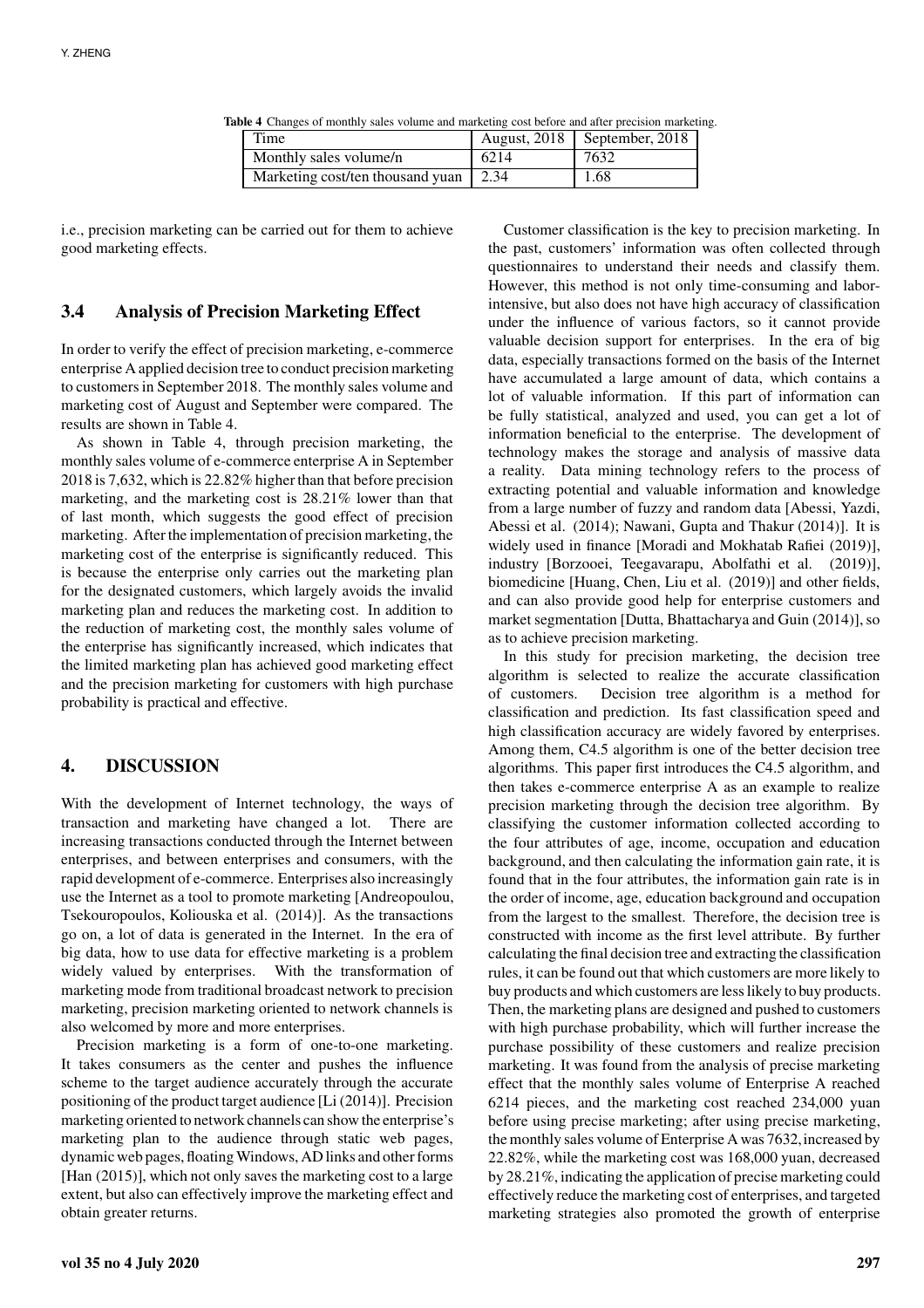**Table 4** Changes of monthly sales volume and marketing cost before and after precision marketing.

| Time | August, 2018 | September, 2018 |
| --- | --- | --- |
| Monthly sales volume/n | 6214 | 7632 |
| Marketing cost/ten thousand yuan | 2.34 | 1.68 |

i.e., precision marketing can be carried out for them to achieve good marketing effects.

### 3.4 Analysis of Precision Marketing Effect

In order to verify the effect of precision marketing, e-commerce enterprise A applied decision tree to conduct precision marketing to customers in September 2018. The monthly sales volume and marketing cost of August and September were compared. The results are shown in Table 4.

As shown in Table 4, through precision marketing, the monthly sales volume of e-commerce enterprise A in September 2018 is 7,632, which is 22.82% higher than that before precision marketing, and the marketing cost is 28.21% lower than that of last month, which suggests the good effect of precision marketing. After the implementation of precision marketing, the marketing cost of the enterprise is significantly reduced. This is because the enterprise only carries out the marketing plan for the designated customers, which largely avoids the invalid marketing plan and reduces the marketing cost. In addition to the reduction of marketing cost, the monthly sales volume of the enterprise has significantly increased, which indicates that the limited marketing plan has achieved good marketing effect and the precision marketing for customers with high purchase probability is practical and effective.

## 4. DISCUSSION

With the development of Internet technology, the ways of transaction and marketing have changed a lot. There are increasing transactions conducted through the Internet between enterprises, and between enterprises and consumers, with the rapid development of e-commerce. Enterprises also increasingly use the Internet as a tool to promote marketing [Andreopoulou, Tsekouropoulos, Koliouska et al. (2014)]. As the transactions go on, a lot of data is generated in the Internet. In the era of big data, how to use data for effective marketing is a problem widely valued by enterprises. With the transformation of marketing mode from traditional broadcast network to precision marketing, precision marketing oriented to network channels is also welcomed by more and more enterprises.

Precision marketing is a form of one-to-one marketing. It takes consumers as the center and pushes the influence scheme to the target audience accurately through the accurate positioning of the product target audience [Li (2014)]. Precision marketing oriented to network channels can show the enterprise's marketing plan to the audience through static web pages, dynamic web pages, floating Windows, AD links and other forms [Han (2015)], which not only saves the marketing cost to a large extent, but also can effectively improve the marketing effect and obtain greater returns.

Customer classification is the key to precision marketing. In the past, customers' information was often collected through questionnaires to understand their needs and classify them. However, this method is not only time-consuming and labor-intensive, but also does not have high accuracy of classification under the influence of various factors, so it cannot provide valuable decision support for enterprises. In the era of big data, especially transactions formed on the basis of the Internet have accumulated a large amount of data, which contains a lot of valuable information. If this part of information can be fully statistical, analyzed and used, you can get a lot of information beneficial to the enterprise. The development of technology makes the storage and analysis of massive data a reality. Data mining technology refers to the process of extracting potential and valuable information and knowledge from a large number of fuzzy and random data [Abessi, Yazdi, Abessi et al. (2014); Nawani, Gupta and Thakur (2014)]. It is widely used in finance [Moradi and Mokhatab Rafiei (2019)], industry [Borzooei, Teegavarapu, Abolfathi et al. (2019)], biomedicine [Huang, Chen, Liu et al. (2019)] and other fields, and can also provide good help for enterprise customers and market segmentation [Dutta, Bhattacharya and Guin (2014)], so as to achieve precision marketing.

In this study for precision marketing, the decision tree algorithm is selected to realize the accurate classification of customers. Decision tree algorithm is a method for classification and prediction. Its fast classification speed and high classification accuracy are widely favored by enterprises. Among them, C4.5 algorithm is one of the better decision tree algorithms. This paper first introduces the C4.5 algorithm, and then takes e-commerce enterprise A as an example to realize precision marketing through the decision tree algorithm. By classifying the customer information collected according to the four attributes of age, income, occupation and education background, and then calculating the information gain rate, it is found that in the four attributes, the information gain rate is in the order of income, age, education background and occupation from the largest to the smallest. Therefore, the decision tree is constructed with income as the first level attribute. By further calculating the final decision tree and extracting the classification rules, it can be found out that which customers are more likely to buy products and which customers are less likely to buy products. Then, the marketing plans are designed and pushed to customers with high purchase probability, which will further increase the purchase possibility of these customers and realize precision marketing. It was found from the analysis of precise marketing effect that the monthly sales volume of Enterprise A reached 6214 pieces, and the marketing cost reached 234,000 yuan before using precise marketing; after using precise marketing, the monthly sales volume of Enterprise A was 7632, increased by 22.82%, while the marketing cost was 168,000 yuan, decreased by 28.21%, indicating the application of precise marketing could effectively reduce the marketing cost of enterprises, and targeted marketing strategies also promoted the growth of enterprise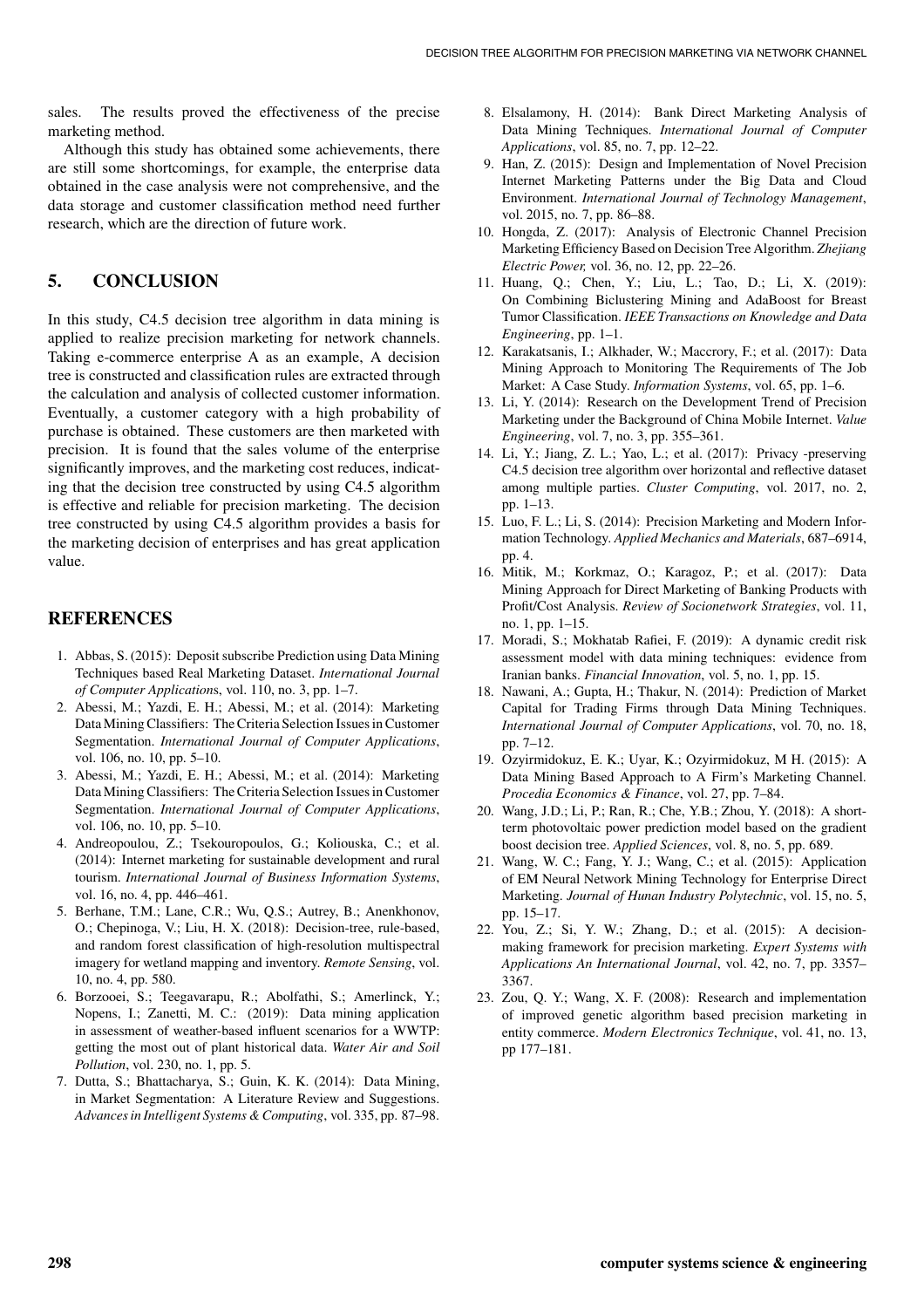sales. The results proved the effectiveness of the precise marketing method.

Although this study has obtained some achievements, there are still some shortcomings, for example, the enterprise data obtained in the case analysis were not comprehensive, and the data storage and customer classification method need further research, which are the direction of future work.

## 5. CONCLUSION

In this study, C4.5 decision tree algorithm in data mining is applied to realize precision marketing for network channels. Taking e-commerce enterprise A as an example, A decision tree is constructed and classification rules are extracted through the calculation and analysis of collected customer information. Eventually, a customer category with a high probability of purchase is obtained. These customers are then marketed with precision. It is found that the sales volume of the enterprise significantly improves, and the marketing cost reduces, indicating that the decision tree constructed by using C4.5 algorithm is effective and reliable for precision marketing. The decision tree constructed by using C4.5 algorithm provides a basis for the marketing decision of enterprises and has great application value.

## REFERENCES

1. Abbas, S. (2015): Deposit subscribe Prediction using Data Mining Techniques based Real Marketing Dataset. *International Journal of Computer Application*s, vol. 110, no. 3, pp. 1–7.
2. Abessi, M.; Yazdi, E. H.; Abessi, M.; et al. (2014): Marketing Data Mining Classifiers: The Criteria Selection Issues in Customer Segmentation. *International Journal of Computer Applications*, vol. 106, no. 10, pp. 5–10.
3. Abessi, M.; Yazdi, E. H.; Abessi, M.; et al. (2014): Marketing Data Mining Classifiers: The Criteria Selection Issues in Customer Segmentation. *International Journal of Computer Applications*, vol. 106, no. 10, pp. 5–10.
4. Andreopoulou, Z.; Tsekouropoulos, G.; Koliouska, C.; et al. (2014): Internet marketing for sustainable development and rural tourism. *International Journal of Business Information Systems*, vol. 16, no. 4, pp. 446–461.
5. Berhane, T.M.; Lane, C.R.; Wu, Q.S.; Autrey, B.; Anenkhonov, O.; Chepinoga, V.; Liu, H. X. (2018): Decision-tree, rule-based, and random forest classification of high-resolution multispectral imagery for wetland mapping and inventory. *Remote Sensing*, vol. 10, no. 4, pp. 580.
6. Borzooei, S.; Teegavarapu, R.; Abolfathi, S.; Amerlinck, Y.; Nopens, I.; Zanetti, M. C.: (2019): Data mining application in assessment of weather-based influent scenarios for a WWTP: getting the most out of plant historical data. *Water Air and Soil Pollution*, vol. 230, no. 1, pp. 5.
7. Dutta, S.; Bhattacharya, S.; Guin, K. K. (2014): Data Mining, in Market Segmentation: A Literature Review and Suggestions. *Advances in Intelligent Systems & Computing*, vol. 335, pp. 87–98.
8. Elsalamony, H. (2014): Bank Direct Marketing Analysis of Data Mining Techniques. *International Journal of Computer Applications*, vol. 85, no. 7, pp. 12–22.
9. Han, Z. (2015): Design and Implementation of Novel Precision Internet Marketing Patterns under the Big Data and Cloud Environment. *International Journal of Technology Management*, vol. 2015, no. 7, pp. 86–88.
10. Hongda, Z. (2017): Analysis of Electronic Channel Precision Marketing Efficiency Based on Decision Tree Algorithm. *Zhejiang Electric Power,* vol. 36, no. 12, pp. 22–26.
11. Huang, Q.; Chen, Y.; Liu, L.; Tao, D.; Li, X. (2019): On Combining Biclustering Mining and AdaBoost for Breast Tumor Classification. *IEEE Transactions on Knowledge and Data Engineering*, pp. 1–1.
12. Karakatsanis, I.; Alkhader, W.; Maccrory, F.; et al. (2017): Data Mining Approach to Monitoring The Requirements of The Job Market: A Case Study. *Information Systems*, vol. 65, pp. 1–6.
13. Li, Y. (2014): Research on the Development Trend of Precision Marketing under the Background of China Mobile Internet. *Value Engineering*, vol. 7, no. 3, pp. 355–361.
14. Li, Y.; Jiang, Z. L.; Yao, L.; et al. (2017): Privacy -preserving C4.5 decision tree algorithm over horizontal and reflective dataset among multiple parties. *Cluster Computing*, vol. 2017, no. 2, pp. 1–13.
15. Luo, F. L.; Li, S. (2014): Precision Marketing and Modern Information Technology. *Applied Mechanics and Materials*, 687–6914, pp. 4.
16. Mitik, M.; Korkmaz, O.; Karagoz, P.; et al. (2017): Data Mining Approach for Direct Marketing of Banking Products with Profit/Cost Analysis. *Review of Socionetwork Strategies*, vol. 11, no. 1, pp. 1–15.
17. Moradi, S.; Mokhatab Rafiei, F. (2019): A dynamic credit risk assessment model with data mining techniques: evidence from Iranian banks. *Financial Innovation*, vol. 5, no. 1, pp. 15.
18. Nawani, A.; Gupta, H.; Thakur, N. (2014): Prediction of Market Capital for Trading Firms through Data Mining Techniques. *International Journal of Computer Applications*, vol. 70, no. 18, pp. 7–12.
19. Ozyirmidokuz, E. K.; Uyar, K.; Ozyirmidokuz, M H. (2015): A Data Mining Based Approach to A Firm's Marketing Channel. *Procedia Economics & Finance*, vol. 27, pp. 7–84.
20. Wang, J.D.; Li, P.; Ran, R.; Che, Y.B.; Zhou, Y. (2018): A short-term photovoltaic power prediction model based on the gradient boost decision tree. *Applied Sciences*, vol. 8, no. 5, pp. 689.
21. Wang, W. C.; Fang, Y. J.; Wang, C.; et al. (2015): Application of EM Neural Network Mining Technology for Enterprise Direct Marketing. *Journal of Hunan Industry Polytechnic*, vol. 15, no. 5, pp. 15–17.
22. You, Z.; Si, Y. W.; Zhang, D.; et al. (2015): A decision-making framework for precision marketing. *Expert Systems with Applications An International Journal*, vol. 42, no. 7, pp. 3357–3367.
23. Zou, Q. Y.; Wang, X. F. (2008): Research and implementation of improved genetic algorithm based precision marketing in entity commerce. *Modern Electronics Technique*, vol. 41, no. 13, pp 177–181.